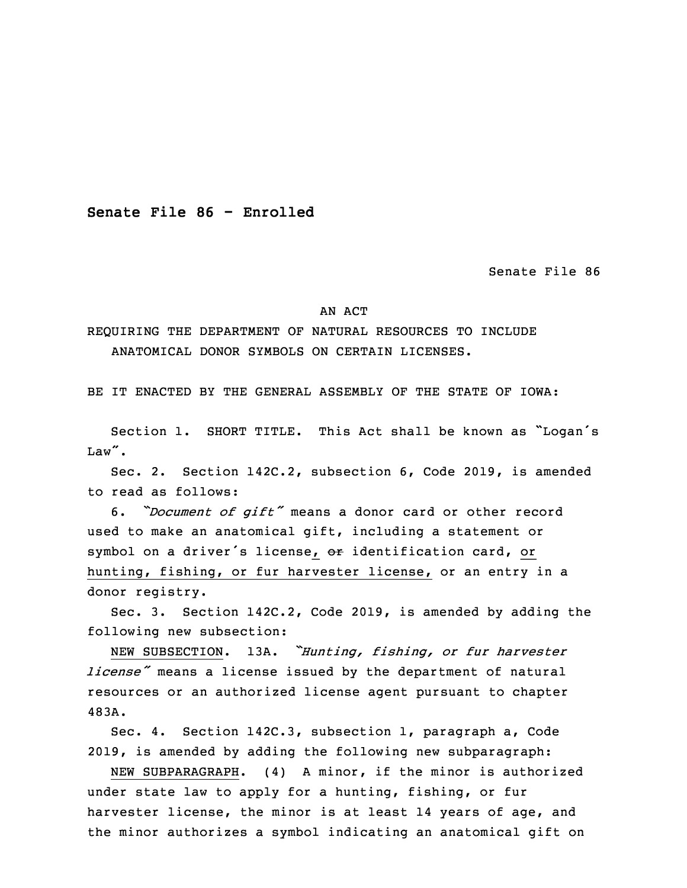**Senate File 86 - Enrolled**

Senate File 86

AN ACT

REQUIRING THE DEPARTMENT OF NATURAL RESOURCES TO INCLUDE ANATOMICAL DONOR SYMBOLS ON CERTAIN LICENSES.

BE IT ENACTED BY THE GENERAL ASSEMBLY OF THE STATE OF IOWA:

Section 1. SHORT TITLE. This Act shall be known as "Logan's Law".

Sec. 2. Section 142C.2, subsection 6, Code 2019, is amended to read as follows:

6. *"Document of gift"* means a donor card or other record used to make an anatomical gift, including a statement or symbol on a driver's license, ~~or~~ identification card, or hunting, fishing, or fur harvester license, or an entry in a donor registry.

Sec. 3. Section 142C.2, Code 2019, is amended by adding the following new subsection:

NEW SUBSECTION. 13A. *"Hunting, fishing, or fur harvester license"* means a license issued by the department of natural resources or an authorized license agent pursuant to chapter 483A.

Sec. 4. Section 142C.3, subsection 1, paragraph a, Code 2019, is amended by adding the following new subparagraph:

NEW SUBPARAGRAPH. (4) A minor, if the minor is authorized under state law to apply for a hunting, fishing, or fur harvester license, the minor is at least 14 years of age, and the minor authorizes a symbol indicating an anatomical gift on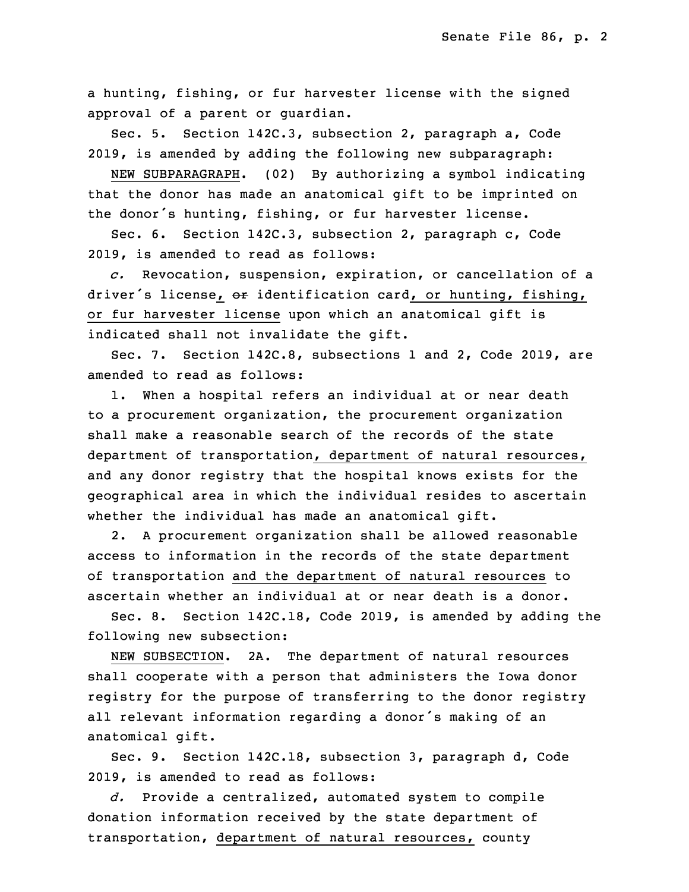a hunting, fishing, or fur harvester license with the signed approval of a parent or guardian.

Sec. 5. Section 142C.3, subsection 2, paragraph a, Code 2019, is amended by adding the following new subparagraph:

NEW SUBPARAGRAPH. (02) By authorizing a symbol indicating that the donor has made an anatomical gift to be imprinted on the donor's hunting, fishing, or fur harvester license.

Sec. 6. Section 142C.3, subsection 2, paragraph c, Code 2019, is amended to read as follows:

*c.* Revocation, suspension, expiration, or cancellation of a driver's license, ~~or~~ identification card, or hunting, fishing, or fur harvester license upon which an anatomical gift is indicated shall not invalidate the gift.

Sec. 7. Section 142C.8, subsections 1 and 2, Code 2019, are amended to read as follows:

1. When a hospital refers an individual at or near death to a procurement organization, the procurement organization shall make a reasonable search of the records of the state department of transportation, department of natural resources, and any donor registry that the hospital knows exists for the geographical area in which the individual resides to ascertain whether the individual has made an anatomical gift.

2. A procurement organization shall be allowed reasonable access to information in the records of the state department of transportation and the department of natural resources to ascertain whether an individual at or near death is a donor.

Sec. 8. Section 142C.18, Code 2019, is amended by adding the following new subsection:

NEW SUBSECTION. 2A. The department of natural resources shall cooperate with a person that administers the Iowa donor registry for the purpose of transferring to the donor registry all relevant information regarding a donor's making of an anatomical gift.

Sec. 9. Section 142C.18, subsection 3, paragraph d, Code 2019, is amended to read as follows:

*d.* Provide a centralized, automated system to compile donation information received by the state department of transportation, department of natural resources, county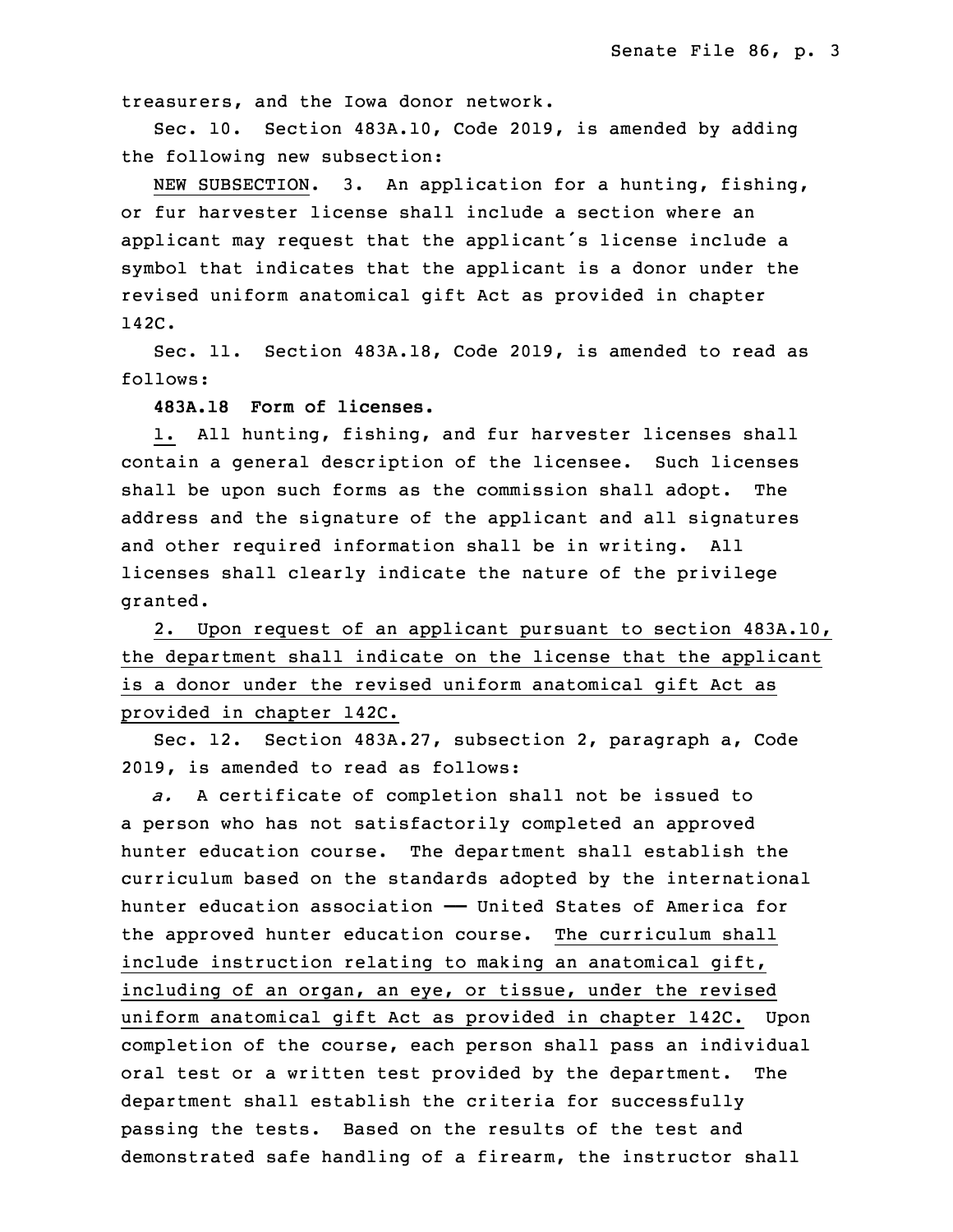treasurers, and the Iowa donor network.

Sec. 10. Section 483A.10, Code 2019, is amended by adding the following new subsection:

NEW SUBSECTION. 3. An application for a hunting, fishing, or fur harvester license shall include a section where an applicant may request that the applicant's license include a symbol that indicates that the applicant is a donor under the revised uniform anatomical gift Act as provided in chapter 142C.

Sec. 11. Section 483A.18, Code 2019, is amended to read as follows:

**483A.18 Form of licenses.**

1. All hunting, fishing, and fur harvester licenses shall contain a general description of the licensee. Such licenses shall be upon such forms as the commission shall adopt. The address and the signature of the applicant and all signatures and other required information shall be in writing. All licenses shall clearly indicate the nature of the privilege granted.

2. Upon request of an applicant pursuant to section 483A.10, the department shall indicate on the license that the applicant is a donor under the revised uniform anatomical gift Act as provided in chapter 142C.

Sec. 12. Section 483A.27, subsection 2, paragraph a, Code 2019, is amended to read as follows:

*a.* A certificate of completion shall not be issued to a person who has not satisfactorily completed an approved hunter education course. The department shall establish the curriculum based on the standards adopted by the international hunter education association — United States of America for the approved hunter education course. The curriculum shall include instruction relating to making an anatomical gift, including of an organ, an eye, or tissue, under the revised uniform anatomical gift Act as provided in chapter 142C. Upon completion of the course, each person shall pass an individual oral test or a written test provided by the department. The department shall establish the criteria for successfully passing the tests. Based on the results of the test and demonstrated safe handling of a firearm, the instructor shall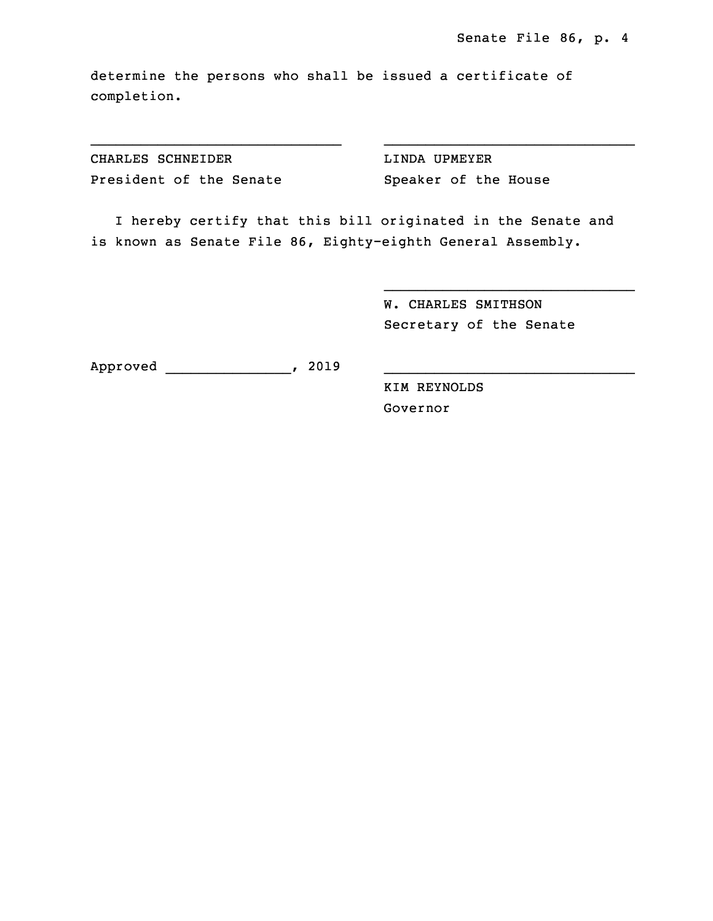determine the persons who shall be issued a certificate of completion.

______________________________
CHARLES SCHNEIDER
President of the Senate

______________________________
LINDA UPMEYER
Speaker of the House

I hereby certify that this bill originated in the Senate and is known as Senate File 86, Eighty-eighth General Assembly.

______________________________
W. CHARLES SMITHSON
Secretary of the Senate

Approved _______________, 2019

______________________________
KIM REYNOLDS
Governor